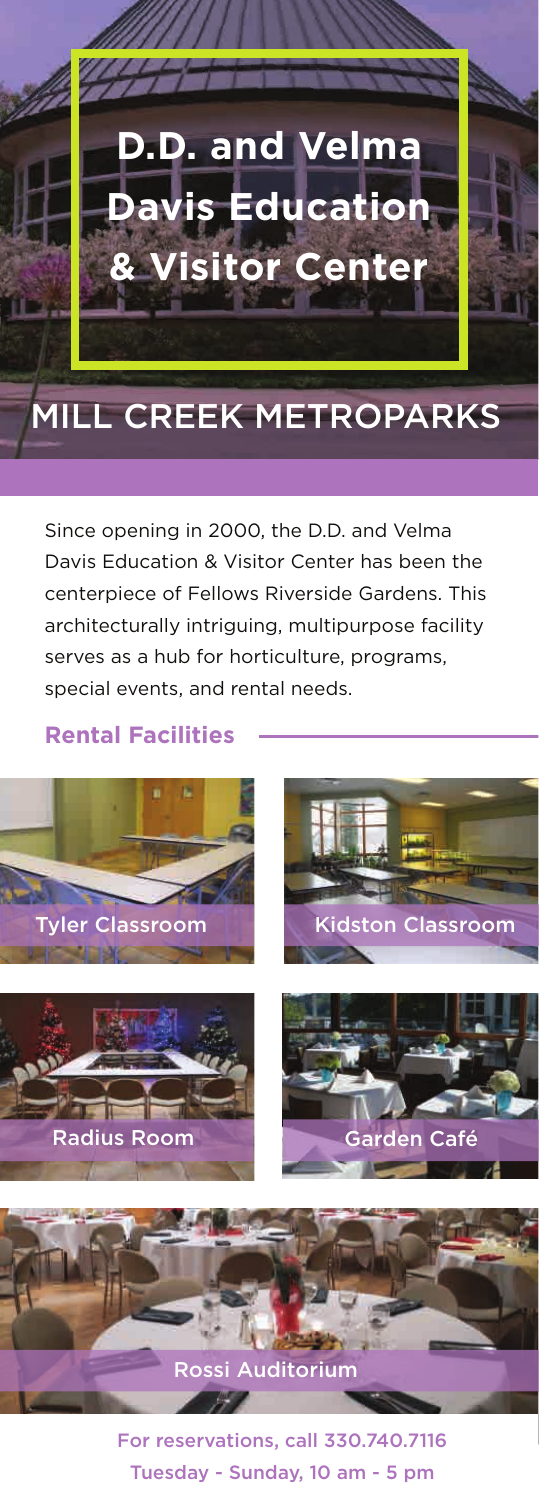# D.D. and Velma Davis Education & Visitor Center

## MILL CREEK METROPARKS

Since opening in 2000, the D.D. and Velma Davis Education & Visitor Center has been the centerpiece of Fellows Riverside Gardens. This architecturally intriguing, multipurpose facility serves as a hub for horticulture, programs, special events, and rental needs.

### Rental Facilities

Tyler Classroom

Kidston Classroom

Radius Room

Garden Café

Rossi Auditorium

For reservations, call 330.740.7116
Tuesday - Sunday, 10 am - 5 pm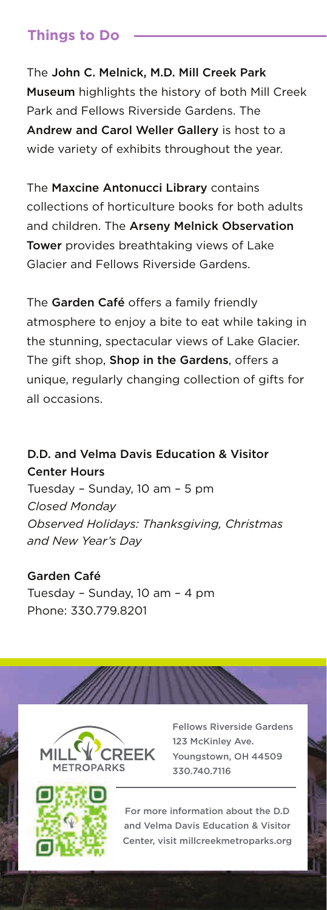## Things to Do

The **John C. Melnick, M.D. Mill Creek Park Museum** highlights the history of both Mill Creek Park and Fellows Riverside Gardens. The **Andrew and Carol Weller Gallery** is host to a wide variety of exhibits throughout the year.

The **Maxcine Antonucci Library** contains collections of horticulture books for both adults and children. The **Arseny Melnick Observation Tower** provides breathtaking views of Lake Glacier and Fellows Riverside Gardens.

The **Garden Café** offers a family friendly atmosphere to enjoy a bite to eat while taking in the stunning, spectacular views of Lake Glacier. The gift shop, **Shop in the Gardens**, offers a unique, regularly changing collection of gifts for all occasions.

**D.D. and Velma Davis Education & Visitor Center Hours**
Tuesday – Sunday, 10 am – 5 pm
*Closed Monday*
*Observed Holidays: Thanksgiving, Christmas and New Year's Day*

**Garden Café**
Tuesday – Sunday, 10 am – 4 pm
Phone: 330.779.8201

MILL CREEK METROPARKS

Fellows Riverside Gardens
123 McKinley Ave.
Youngstown, OH 44509
330.740.7116

For more information about the D.D and Velma Davis Education & Visitor Center, visit millcreekmetroparks.org